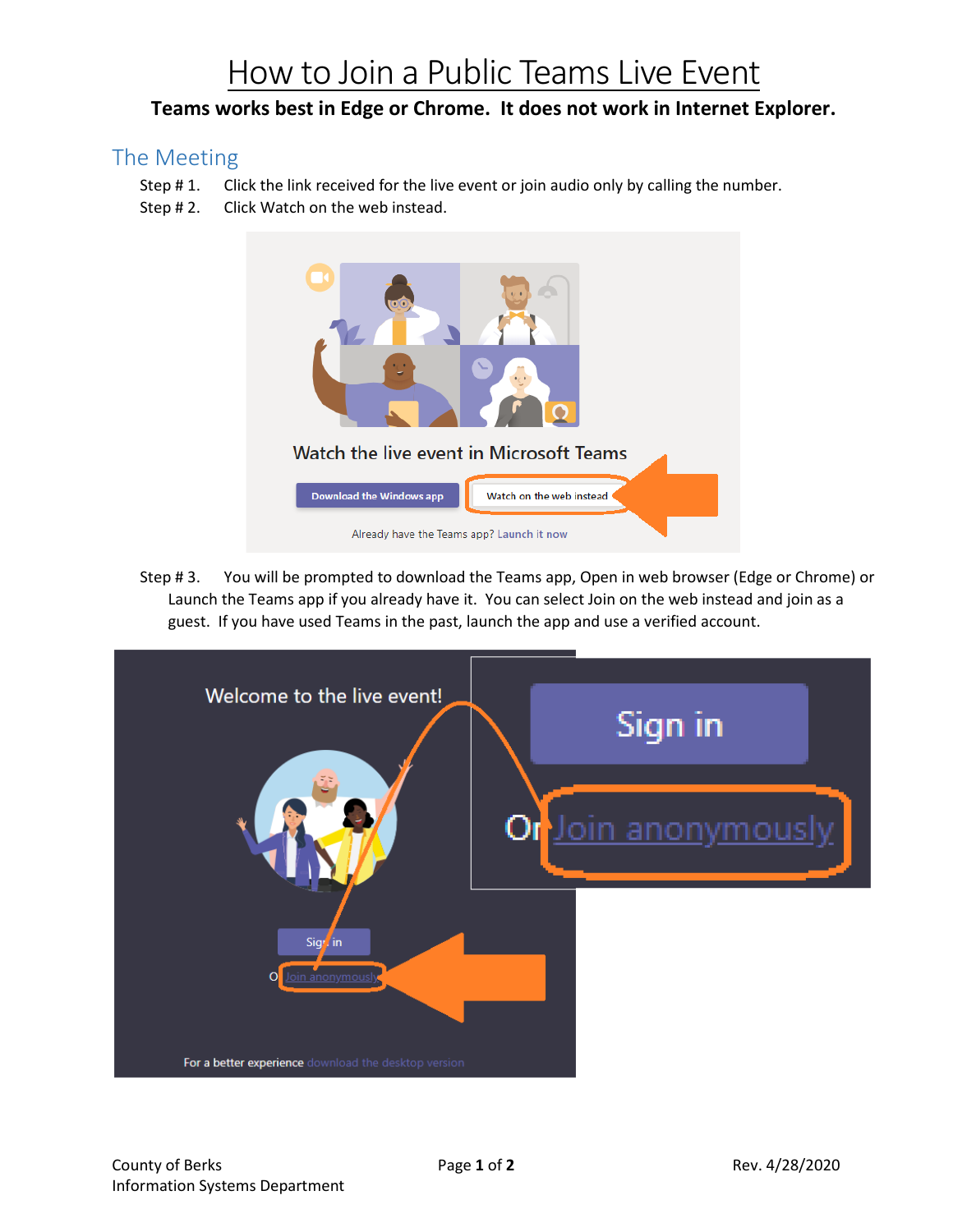# How to Join a Public Teams Live Event

**Teams works best in Edge or Chrome. It does not work in Internet Explorer.**

## The Meeting

Step # 1. Click the link received for the live event or join audio only by calling the number.

Step # 2. Click Watch on the web instead.

Step # 3. You will be prompted to download the Teams app, Open in web browser (Edge or Chrome) or Launch the Teams app if you already have it. You can select Join on the web instead and join as a guest. If you have used Teams in the past, launch the app and use a verified account.

County of Berks
Information Systems Department

Rev. 4/28/2020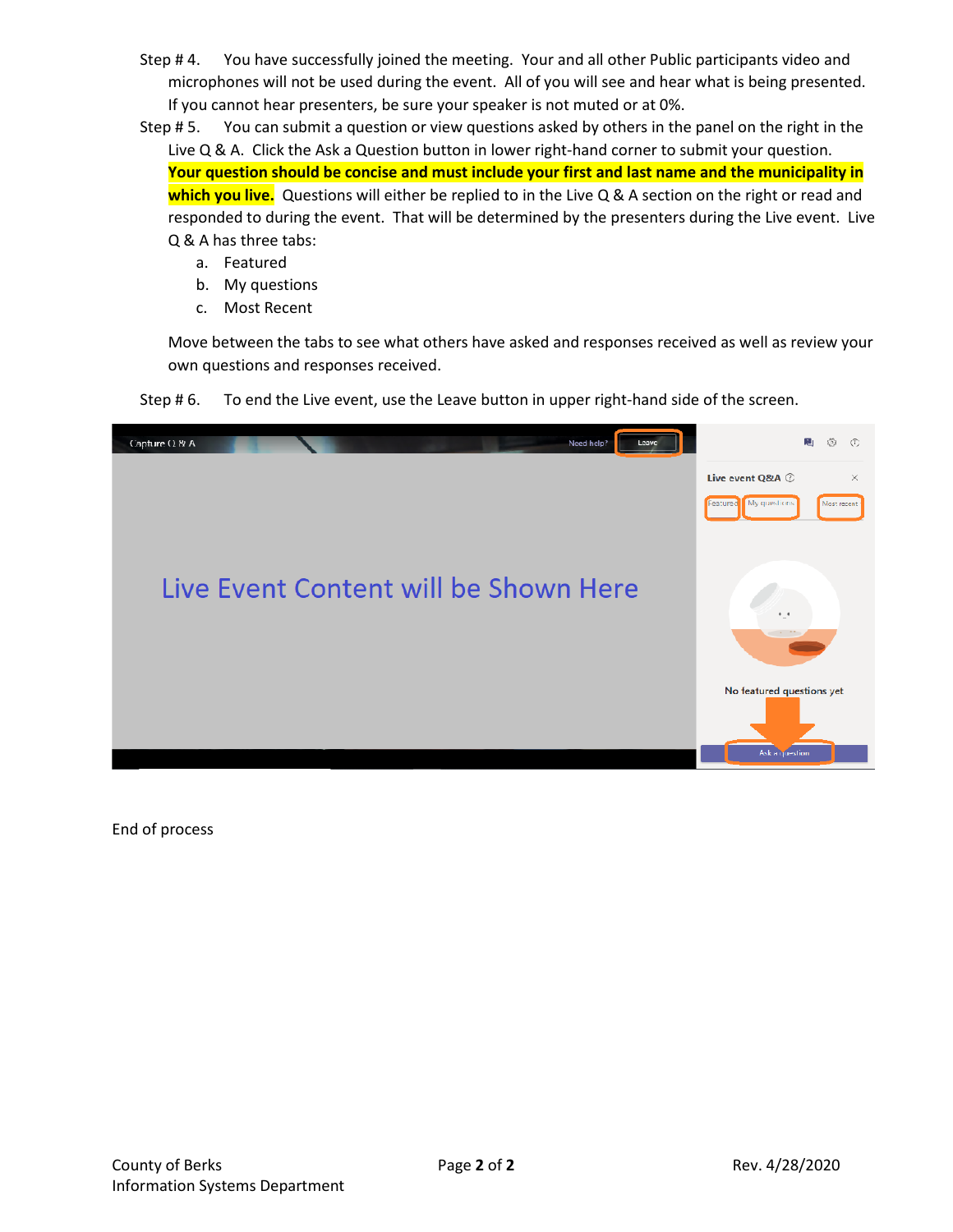Step # 4. You have successfully joined the meeting. Your and all other Public participants video and microphones will not be used during the event. All of you will see and hear what is being presented. If you cannot hear presenters, be sure your speaker is not muted or at 0%.

Step # 5. You can submit a question or view questions asked by others in the panel on the right in the Live Q & A. Click the Ask a Question button in lower right-hand corner to submit your question. **Your question should be concise and must include your first and last name and the municipality in which you live.** Questions will either be replied to in the Live Q & A section on the right or read and responded to during the event. That will be determined by the presenters during the Live event. Live Q & A has three tabs:

a. Featured
b. My questions
c. Most Recent

Move between the tabs to see what others have asked and responses received as well as review your own questions and responses received.

Step # 6. To end the Live event, use the Leave button in upper right-hand side of the screen.

End of process